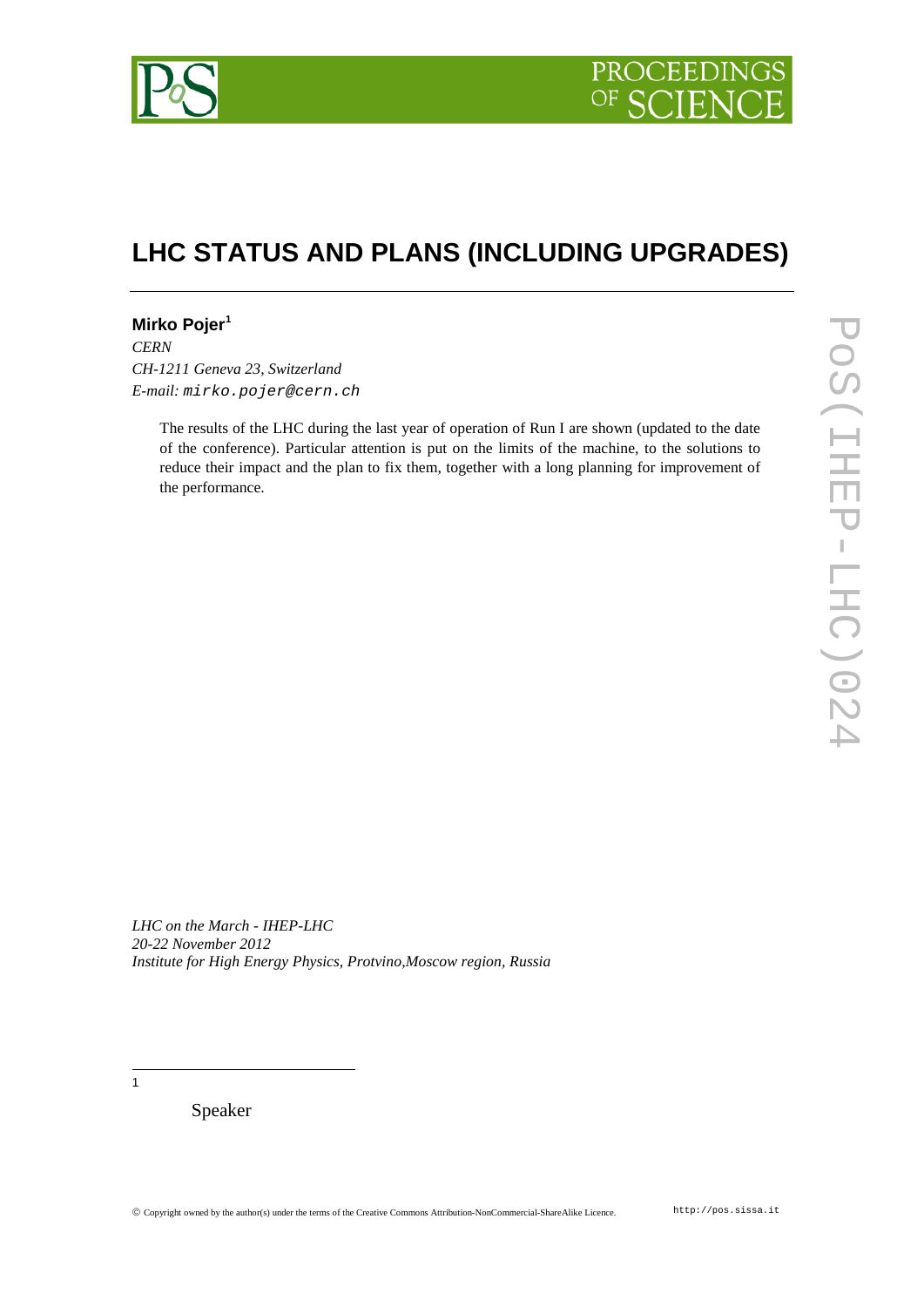# LHC STATUS AND PLANS (INCLUDING UPGRADES)

**Mirko Pojer**[1]

*CERN*
*CH-1211 Geneva 23, Switzerland*
*E-mail:* `mirko.pojer@cern.ch`

The results of the LHC during the last year of operation of Run I are shown (updated to the date of the conference). Particular attention is put on the limits of the machine, to the solutions to reduce their impact and the plan to fix them, together with a long planning for improvement of the performance.

*LHC on the March - IHEP-LHC*
*20-22 November 2012*
*Institute for High Energy Physics, Protvino,Moscow region, Russia*

---

[1] Speaker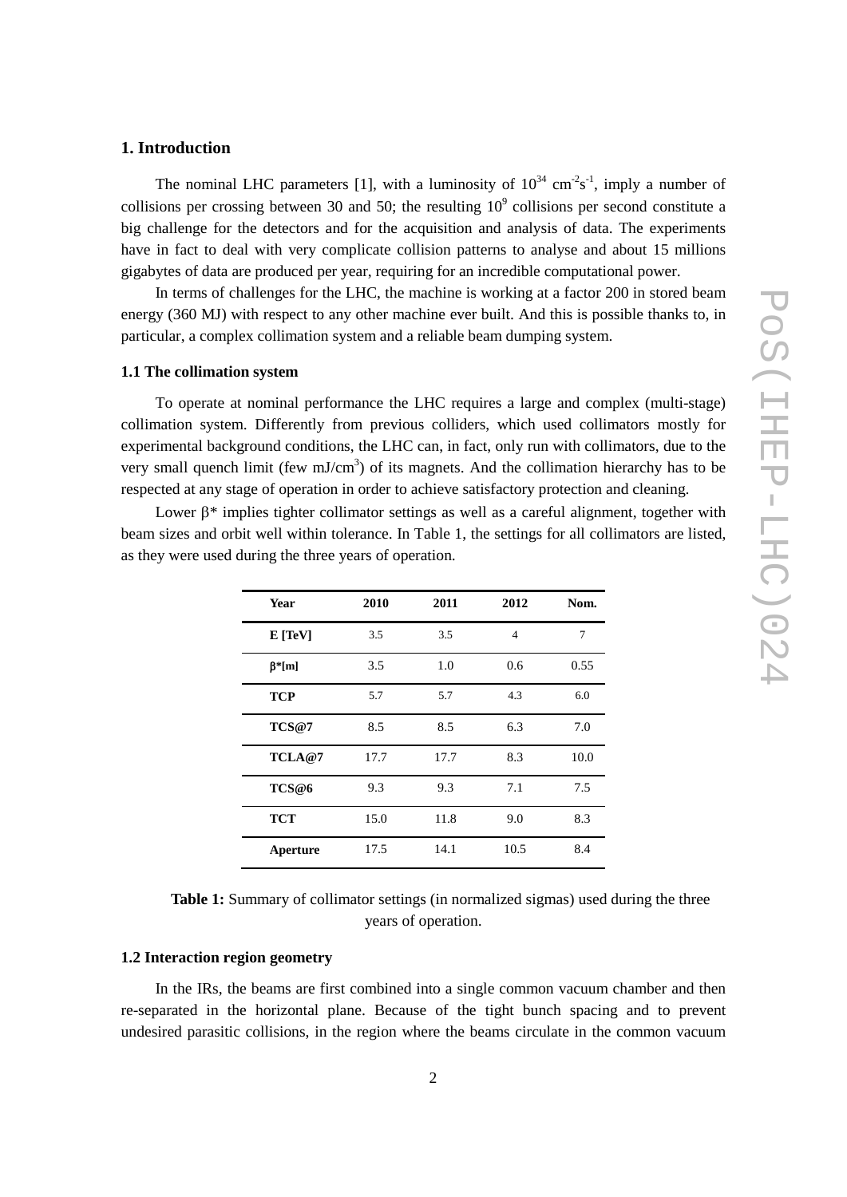## 1. Introduction

The nominal LHC parameters [1], with a luminosity of $10^{34}$ $cm^{-2}s^{-1}$, imply a number of collisions per crossing between 30 and 50; the resulting $10^9$ collisions per second constitute a big challenge for the detectors and for the acquisition and analysis of data. The experiments have in fact to deal with very complicate collision patterns to analyse and about 15 millions gigabytes of data are produced per year, requiring for an incredible computational power.

In terms of challenges for the LHC, the machine is working at a factor 200 in stored beam energy (360 MJ) with respect to any other machine ever built. And this is possible thanks to, in particular, a complex collimation system and a reliable beam dumping system.

### 1.1 The collimation system

To operate at nominal performance the LHC requires a large and complex (multi-stage) collimation system. Differently from previous colliders, which used collimators mostly for experimental background conditions, the LHC can, in fact, only run with collimators, due to the very small quench limit (few $mJ/cm^3$) of its magnets. And the collimation hierarchy has to be respected at any stage of operation in order to achieve satisfactory protection and cleaning.

Lower $\beta^*$ implies tighter collimator settings as well as a careful alignment, together with beam sizes and orbit well within tolerance. In Table 1, the settings for all collimators are listed, as they were used during the three years of operation.

| Year | 2010 | 2011 | 2012 | Nom. |
|---|---|---|---|---|
| **E [TeV]** | 3.5 | 3.5 | 4 | 7 |
| **$\beta$*[m]** | 3.5 | 1.0 | 0.6 | 0.55 |
| **TCP** | 5.7 | 5.7 | 4.3 | 6.0 |
| **TCS@7** | 8.5 | 8.5 | 6.3 | 7.0 |
| **TCLA@7** | 17.7 | 17.7 | 8.3 | 10.0 |
| **TCS@6** | 9.3 | 9.3 | 7.1 | 7.5 |
| **TCT** | 15.0 | 11.8 | 9.0 | 8.3 |
| **Aperture** | 17.5 | 14.1 | 10.5 | 8.4 |

**Table 1:** Summary of collimator settings (in normalized sigmas) used during the three years of operation.

### 1.2 Interaction region geometry

In the IRs, the beams are first combined into a single common vacuum chamber and then re-separated in the horizontal plane. Because of the tight bunch spacing and to prevent undesired parasitic collisions, in the region where the beams circulate in the common vacuum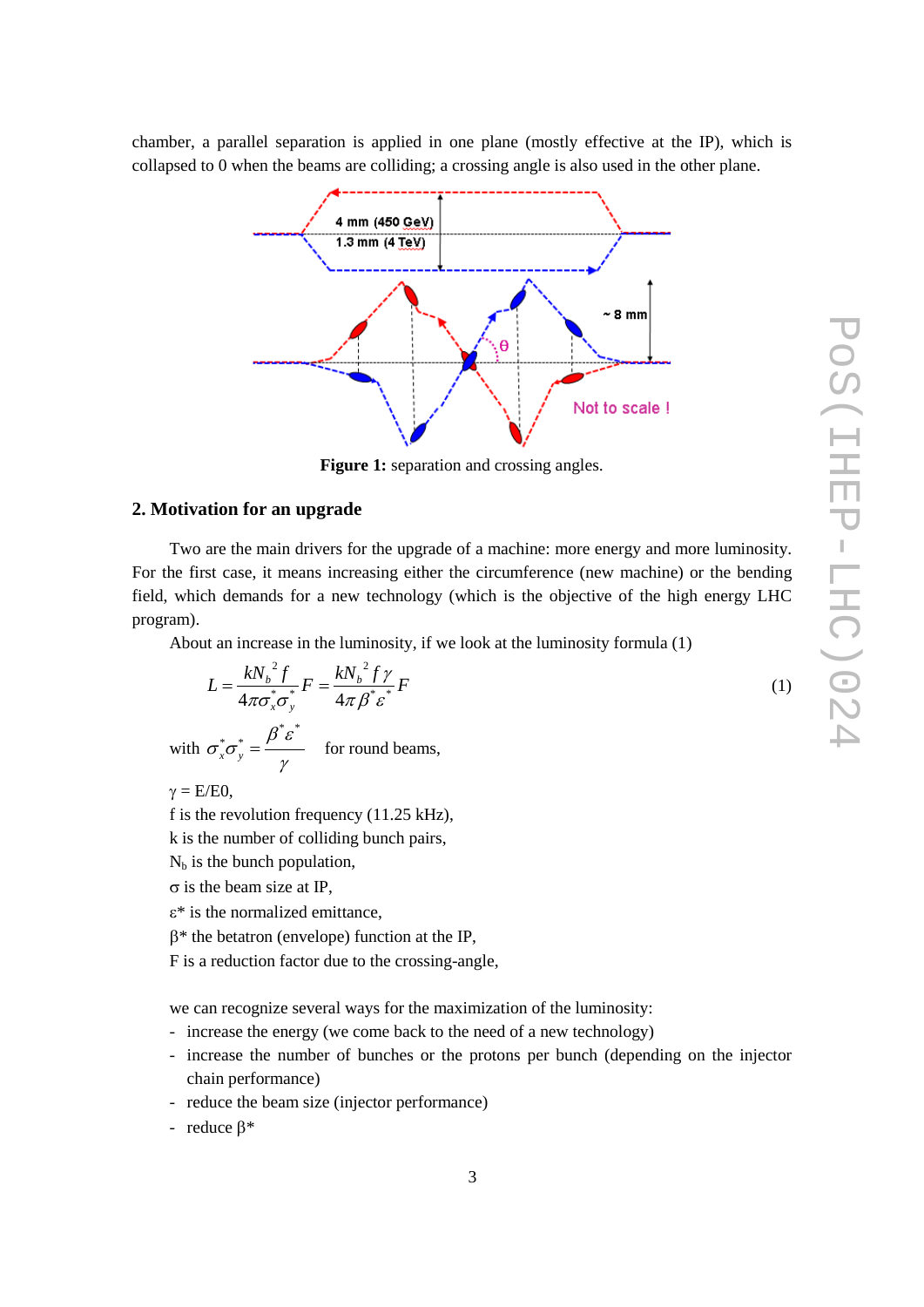chamber, a parallel separation is applied in one plane (mostly effective at the IP), which is collapsed to 0 when the beams are colliding; a crossing angle is also used in the other plane.

**Figure 1:** separation and crossing angles.

## 2. Motivation for an upgrade

Two are the main drivers for the upgrade of a machine: more energy and more luminosity. For the first case, it means increasing either the circumference (new machine) or the bending field, which demands for a new technology (which is the objective of the high energy LHC program).

About an increase in the luminosity, if we look at the luminosity formula (1)

$$L = \frac{kN_b^{\,2} f}{4\pi\sigma_x^* \sigma_y^*} F = \frac{kN_b^{\,2} f \gamma}{4\pi \beta^* \varepsilon^*} F \tag{1}$$

with $\sigma_x^* \sigma_y^* = \dfrac{\beta^* \varepsilon^*}{\gamma}$ for round beams,

$\gamma$ = E/E0,
f is the revolution frequency (11.25 kHz),
k is the number of colliding bunch pairs,
$N_b$ is the bunch population,
$\sigma$ is the beam size at IP,
$\varepsilon^*$ is the normalized emittance,
$\beta^*$ the betatron (envelope) function at the IP,
F is a reduction factor due to the crossing-angle,

we can recognize several ways for the maximization of the luminosity:

- increase the energy (we come back to the need of a new technology)
- increase the number of bunches or the protons per bunch (depending on the injector chain performance)
- reduce the beam size (injector performance)
- reduce $\beta^*$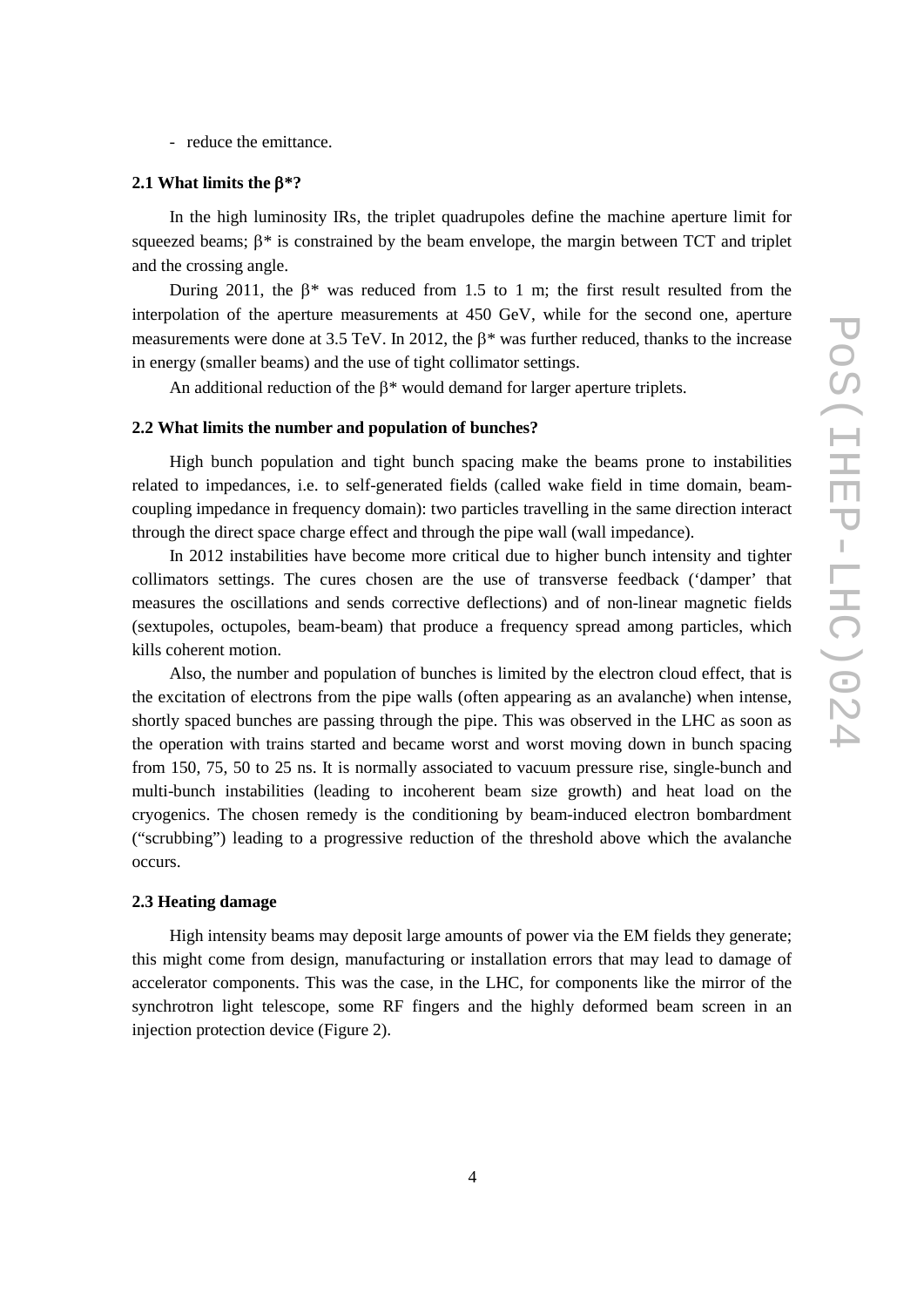- reduce the emittance.

### 2.1 What limits the β*?

In the high luminosity IRs, the triplet quadrupoles define the machine aperture limit for squeezed beams; β* is constrained by the beam envelope, the margin between TCT and triplet and the crossing angle.

During 2011, the β* was reduced from 1.5 to 1 m; the first result resulted from the interpolation of the aperture measurements at 450 GeV, while for the second one, aperture measurements were done at 3.5 TeV. In 2012, the β* was further reduced, thanks to the increase in energy (smaller beams) and the use of tight collimator settings.

An additional reduction of the β* would demand for larger aperture triplets.

### 2.2 What limits the number and population of bunches?

High bunch population and tight bunch spacing make the beams prone to instabilities related to impedances, i.e. to self-generated fields (called wake field in time domain, beam-coupling impedance in frequency domain): two particles travelling in the same direction interact through the direct space charge effect and through the pipe wall (wall impedance).

In 2012 instabilities have become more critical due to higher bunch intensity and tighter collimators settings. The cures chosen are the use of transverse feedback ('damper' that measures the oscillations and sends corrective deflections) and of non-linear magnetic fields (sextupoles, octupoles, beam-beam) that produce a frequency spread among particles, which kills coherent motion.

Also, the number and population of bunches is limited by the electron cloud effect, that is the excitation of electrons from the pipe walls (often appearing as an avalanche) when intense, shortly spaced bunches are passing through the pipe. This was observed in the LHC as soon as the operation with trains started and became worst and worst moving down in bunch spacing from 150, 75, 50 to 25 ns. It is normally associated to vacuum pressure rise, single-bunch and multi-bunch instabilities (leading to incoherent beam size growth) and heat load on the cryogenics. The chosen remedy is the conditioning by beam-induced electron bombardment ("scrubbing") leading to a progressive reduction of the threshold above which the avalanche occurs.

### 2.3 Heating damage

High intensity beams may deposit large amounts of power via the EM fields they generate; this might come from design, manufacturing or installation errors that may lead to damage of accelerator components. This was the case, in the LHC, for components like the mirror of the synchrotron light telescope, some RF fingers and the highly deformed beam screen in an injection protection device (Figure 2).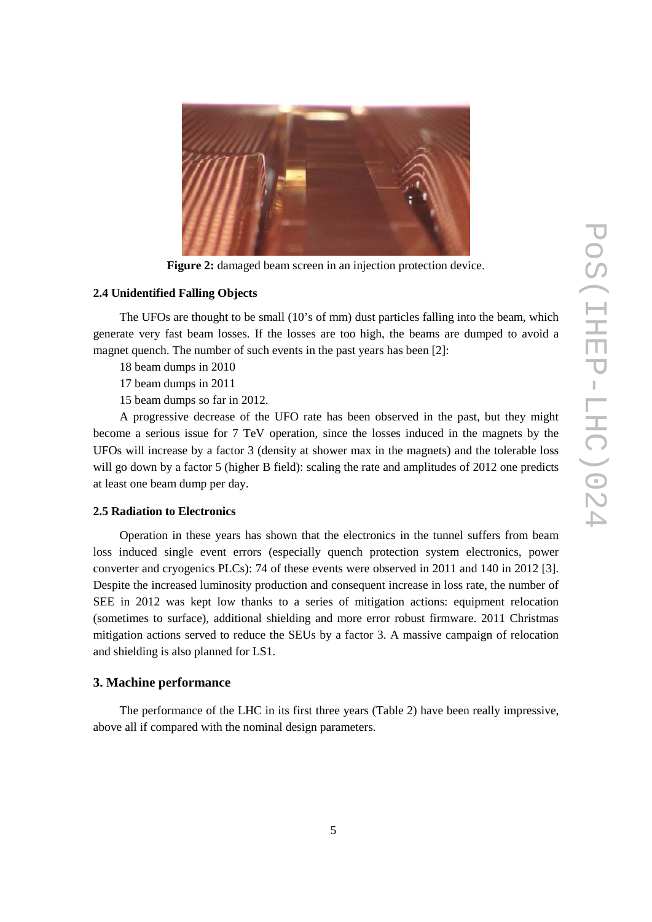**Figure 2:** damaged beam screen in an injection protection device.

### 2.4 Unidentified Falling Objects

The UFOs are thought to be small (10's of mm) dust particles falling into the beam, which generate very fast beam losses. If the losses are too high, the beams are dumped to avoid a magnet quench. The number of such events in the past years has been [2]:

18 beam dumps in 2010

17 beam dumps in 2011

15 beam dumps so far in 2012.

A progressive decrease of the UFO rate has been observed in the past, but they might become a serious issue for 7 TeV operation, since the losses induced in the magnets by the UFOs will increase by a factor 3 (density at shower max in the magnets) and the tolerable loss will go down by a factor 5 (higher B field): scaling the rate and amplitudes of 2012 one predicts at least one beam dump per day.

### 2.5 Radiation to Electronics

Operation in these years has shown that the electronics in the tunnel suffers from beam loss induced single event errors (especially quench protection system electronics, power converter and cryogenics PLCs): 74 of these events were observed in 2011 and 140 in 2012 [3]. Despite the increased luminosity production and consequent increase in loss rate, the number of SEE in 2012 was kept low thanks to a series of mitigation actions: equipment relocation (sometimes to surface), additional shielding and more error robust firmware. 2011 Christmas mitigation actions served to reduce the SEUs by a factor 3. A massive campaign of relocation and shielding is also planned for LS1.

## 3. Machine performance

The performance of the LHC in its first three years (Table 2) have been really impressive, above all if compared with the nominal design parameters.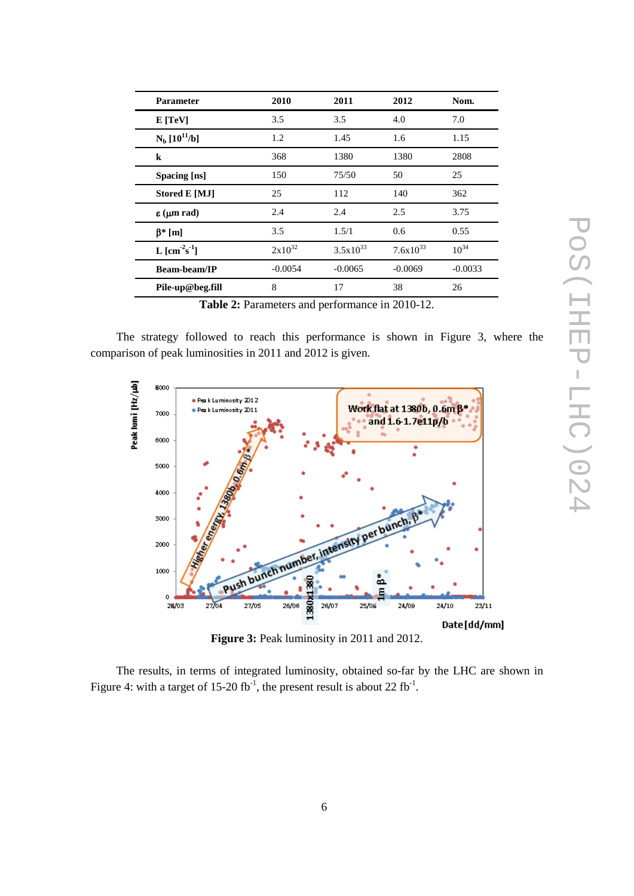| Parameter | 2010 | 2011 | 2012 | Nom. |
|---|---|---|---|---|
| E [TeV] | 3.5 | 3.5 | 4.0 | 7.0 |
| $N_b$ [$10^{11}$/b] | 1.2 | 1.45 | 1.6 | 1.15 |
| k | 368 | 1380 | 1380 | 2808 |
| Spacing [ns] | 150 | 75/50 | 50 | 25 |
| Stored E [MJ] | 25 | 112 | 140 | 362 |
| ε (μm rad) | 2.4 | 2.4 | 2.5 | 3.75 |
| β* [m] | 3.5 | 1.5/1 | 0.6 | 0.55 |
| L [$cm^{-2}s^{-1}$] | $2x10^{32}$ | $3.5x10^{33}$ | $7.6x10^{33}$ | $10^{34}$ |
| Beam-beam/IP | -0.0054 | -0.0065 | -0.0069 | -0.0033 |
| Pile-up@beg.fill | 8 | 17 | 38 | 26 |

**Table 2:** Parameters and performance in 2010-12.

The strategy followed to reach this performance is shown in Figure 3, where the comparison of peak luminosities in 2011 and 2012 is given.

**Figure 3:** Peak luminosity in 2011 and 2012.

The results, in terms of integrated luminosity, obtained so-far by the LHC are shown in Figure 4: with a target of 15-20 $fb^{-1}$, the present result is about 22 $fb^{-1}$.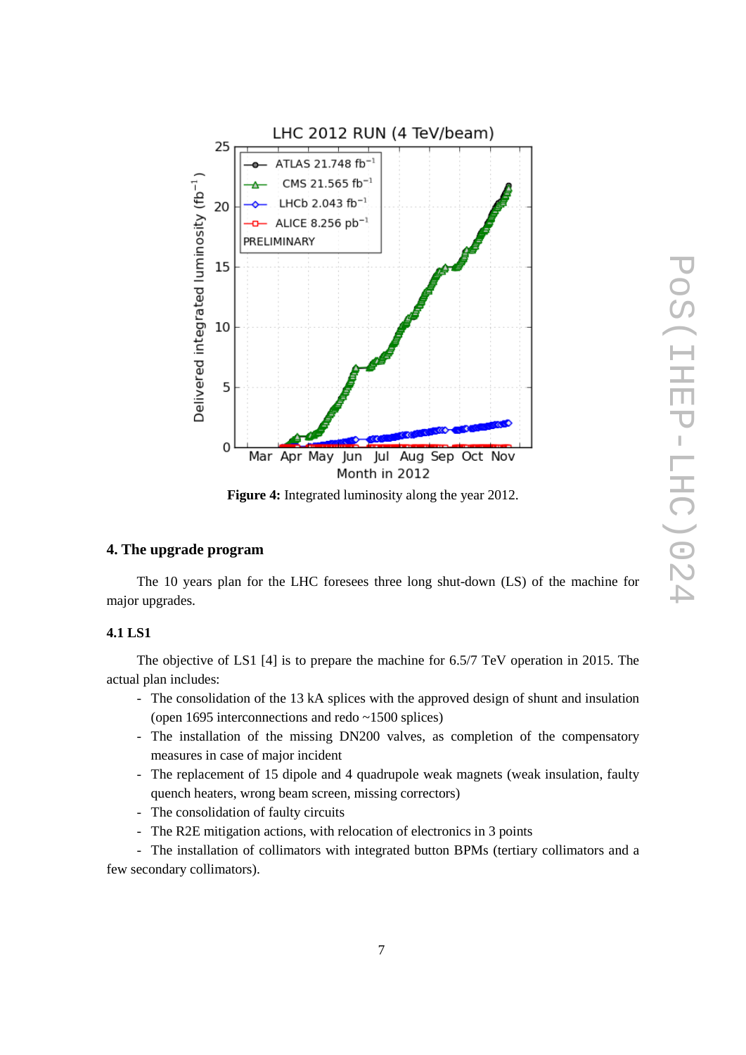**Figure 4:** Integrated luminosity along the year 2012.

## 4. The upgrade program

The 10 years plan for the LHC foresees three long shut-down (LS) of the machine for major upgrades.

### 4.1 LS1

The objective of LS1 [4] is to prepare the machine for 6.5/7 TeV operation in 2015. The actual plan includes:

- The consolidation of the 13 kA splices with the approved design of shunt and insulation (open 1695 interconnections and redo ~1500 splices)
- The installation of the missing DN200 valves, as completion of the compensatory measures in case of major incident
- The replacement of 15 dipole and 4 quadrupole weak magnets (weak insulation, faulty quench heaters, wrong beam screen, missing correctors)
- The consolidation of faulty circuits
- The R2E mitigation actions, with relocation of electronics in 3 points
- The installation of collimators with integrated button BPMs (tertiary collimators and a few secondary collimators).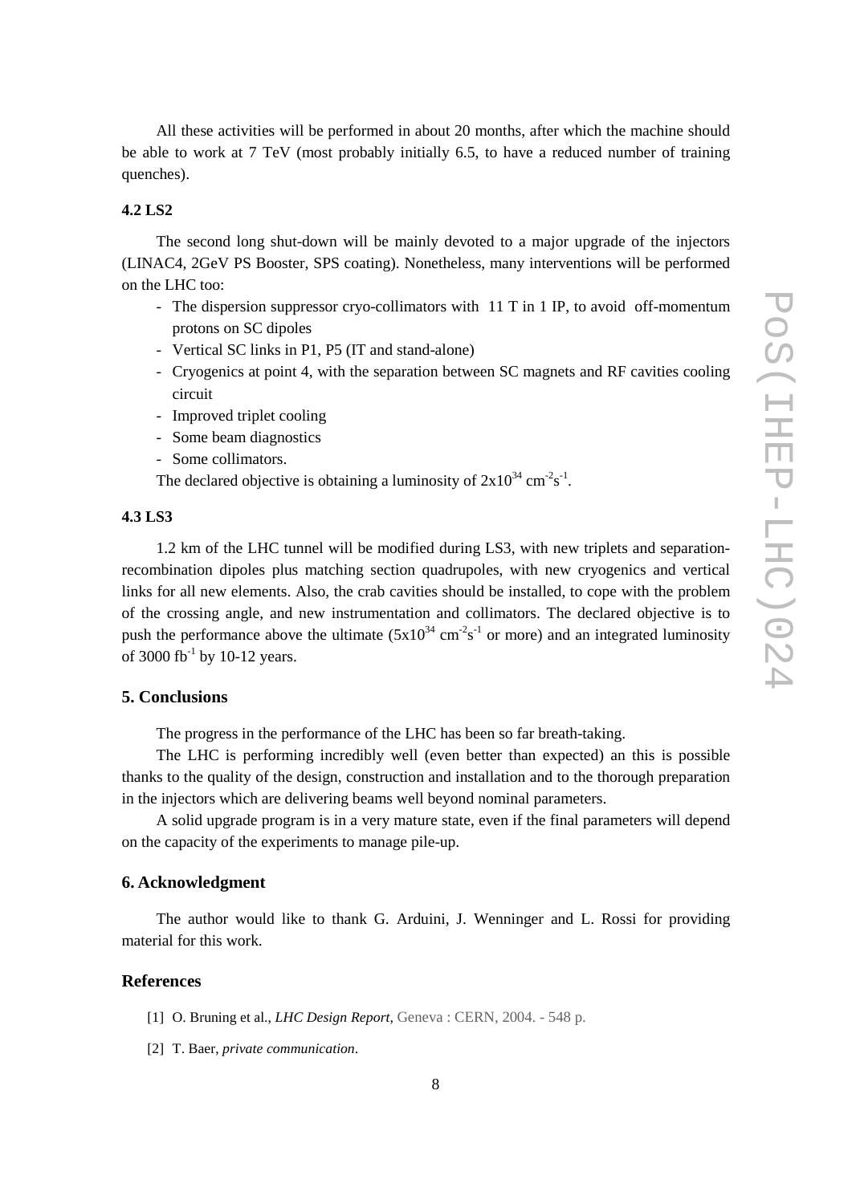All these activities will be performed in about 20 months, after which the machine should be able to work at 7 TeV (most probably initially 6.5, to have a reduced number of training quenches).

### 4.2 LS2

The second long shut-down will be mainly devoted to a major upgrade of the injectors (LINAC4, 2GeV PS Booster, SPS coating). Nonetheless, many interventions will be performed on the LHC too:

- The dispersion suppressor cryo-collimators with 11 T in 1 IP, to avoid off-momentum protons on SC dipoles
- Vertical SC links in P1, P5 (IT and stand-alone)
- Cryogenics at point 4, with the separation between SC magnets and RF cavities cooling circuit
- Improved triplet cooling
- Some beam diagnostics
- Some collimators.

The declared objective is obtaining a luminosity of $2x10^{34}$ $cm^{-2}s^{-1}$.

### 4.3 LS3

1.2 km of the LHC tunnel will be modified during LS3, with new triplets and separation-recombination dipoles plus matching section quadrupoles, with new cryogenics and vertical links for all new elements. Also, the crab cavities should be installed, to cope with the problem of the crossing angle, and new instrumentation and collimators. The declared objective is to push the performance above the ultimate ($5x10^{34}$ $cm^{-2}s^{-1}$ or more) and an integrated luminosity of 3000 $fb^{-1}$ by 10-12 years.

## 5. Conclusions

The progress in the performance of the LHC has been so far breath-taking.

The LHC is performing incredibly well (even better than expected) an this is possible thanks to the quality of the design, construction and installation and to the thorough preparation in the injectors which are delivering beams well beyond nominal parameters.

A solid upgrade program is in a very mature state, even if the final parameters will depend on the capacity of the experiments to manage pile-up.

## 6. Acknowledgment

The author would like to thank G. Arduini, J. Wenninger and L. Rossi for providing material for this work.

## References

[1] O. Bruning et al., *LHC Design Report*, Geneva : CERN, 2004. - 548 p.

[2] T. Baer, *private communication*.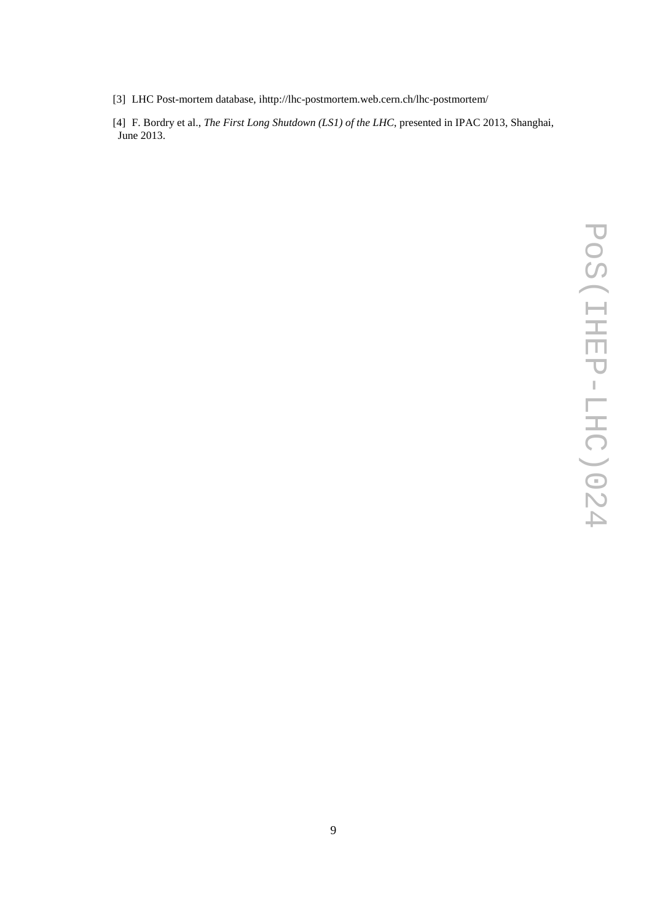[3] LHC Post-mortem database, ihttp://lhc-postmortem.web.cern.ch/lhc-postmortem/

[4] F. Bordry et al., *The First Long Shutdown (LS1) of the LHC*, presented in IPAC 2013, Shanghai, June 2013.